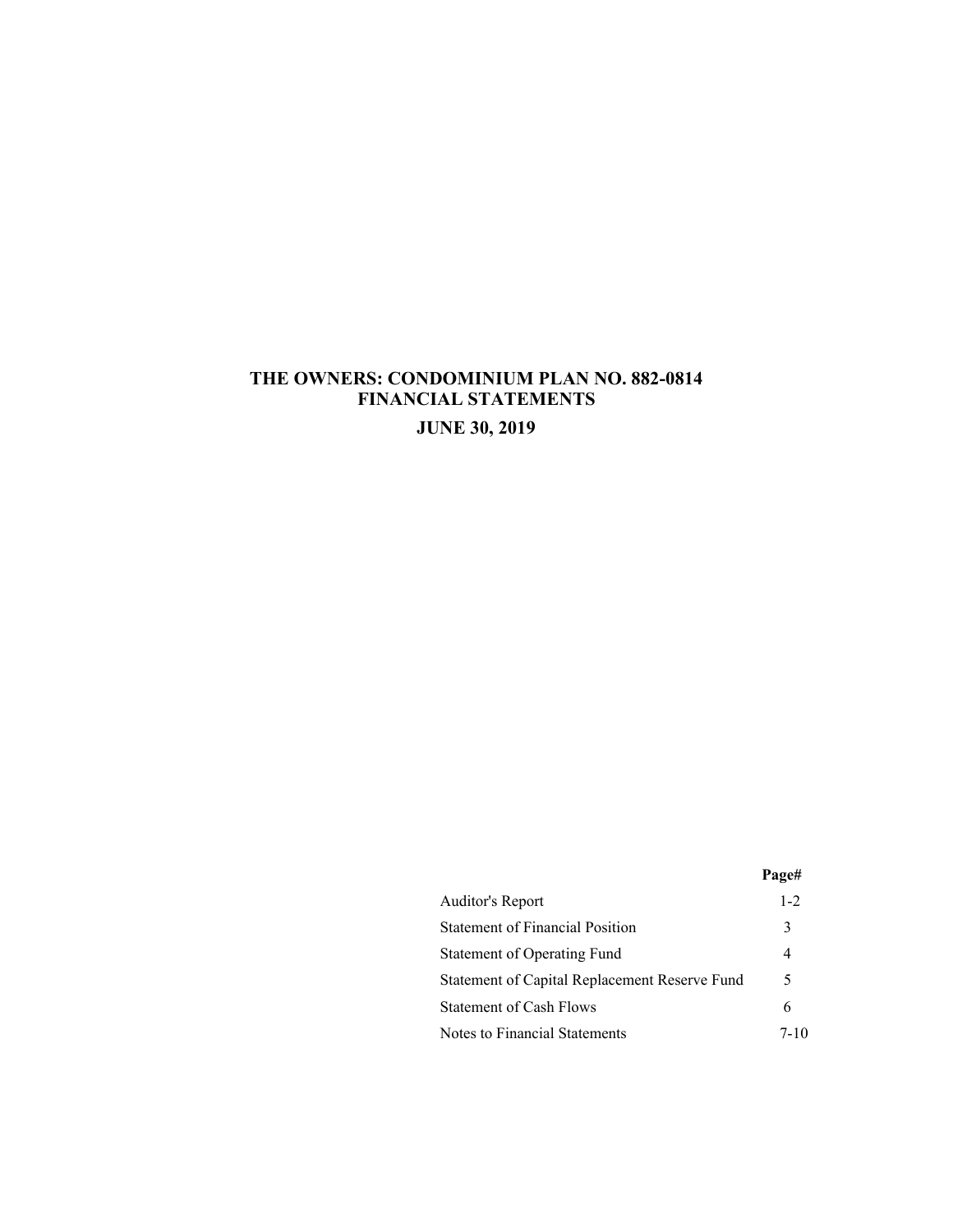# THE OWNERS: CONDOMINIUM PLAN NO. 882-0814
## FINANCIAL STATEMENTS
## JUNE 30, 2019

| | Page# |
|---|---|
| Auditor's Report | 1-2 |
| Statement of Financial Position | 3 |
| Statement of Operating Fund | 4 |
| Statement of Capital Replacement Reserve Fund | 5 |
| Statement of Cash Flows | 6 |
| Notes to Financial Statements | 7-10 |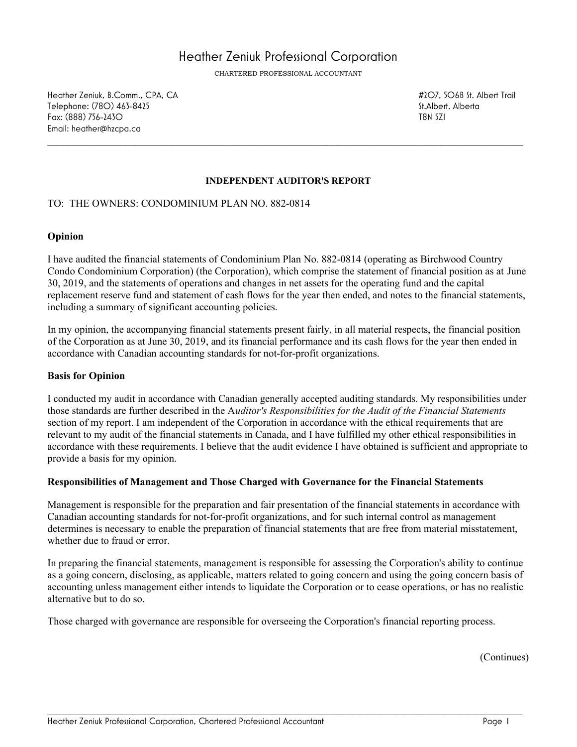# Heather Zeniuk Professional Corporation

CHARTERED PROFESSIONAL ACCOUNTANT

Heather Zeniuk, B.Comm., CPA, CA
Telephone: (780) 463-8425
Fax: (888) 756-2430
Email: heather@hzcpa.ca

#207, 506B St. Albert Trail
St.Albert, Alberta
T8N 5Z1

---

## INDEPENDENT AUDITOR'S REPORT

TO: THE OWNERS: CONDOMINIUM PLAN NO. 882-0814

### Opinion

I have audited the financial statements of Condominium Plan No. 882-0814 (operating as Birchwood Country Condo Condominium Corporation) (the Corporation), which comprise the statement of financial position as at June 30, 2019, and the statements of operations and changes in net assets for the operating fund and the capital replacement reserve fund and statement of cash flows for the year then ended, and notes to the financial statements, including a summary of significant accounting policies.

In my opinion, the accompanying financial statements present fairly, in all material respects, the financial position of the Corporation as at June 30, 2019, and its financial performance and its cash flows for the year then ended in accordance with Canadian accounting standards for not-for-profit organizations.

### Basis for Opinion

I conducted my audit in accordance with Canadian generally accepted auditing standards. My responsibilities under those standards are further described in the *Auditor's Responsibilities for the Audit of the Financial Statements* section of my report. I am independent of the Corporation in accordance with the ethical requirements that are relevant to my audit of the financial statements in Canada, and I have fulfilled my other ethical responsibilities in accordance with these requirements. I believe that the audit evidence I have obtained is sufficient and appropriate to provide a basis for my opinion.

### Responsibilities of Management and Those Charged with Governance for the Financial Statements

Management is responsible for the preparation and fair presentation of the financial statements in accordance with Canadian accounting standards for not-for-profit organizations, and for such internal control as management determines is necessary to enable the preparation of financial statements that are free from material misstatement, whether due to fraud or error.

In preparing the financial statements, management is responsible for assessing the Corporation's ability to continue as a going concern, disclosing, as applicable, matters related to going concern and using the going concern basis of accounting unless management either intends to liquidate the Corporation or to cease operations, or has no realistic alternative but to do so.

Those charged with governance are responsible for overseeing the Corporation's financial reporting process.

(Continues)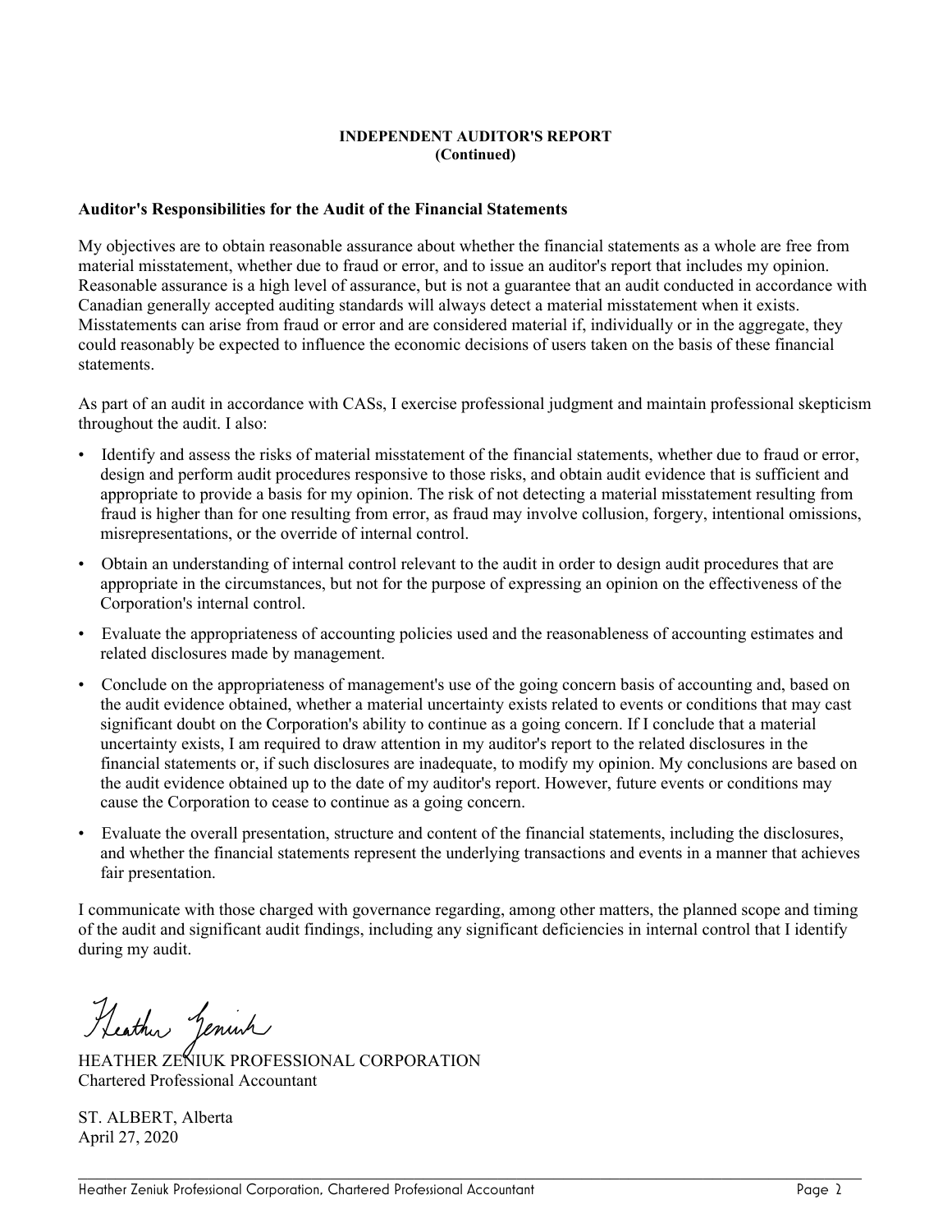**INDEPENDENT AUDITOR'S REPORT**
**(Continued)**

**Auditor's Responsibilities for the Audit of the Financial Statements**

My objectives are to obtain reasonable assurance about whether the financial statements as a whole are free from material misstatement, whether due to fraud or error, and to issue an auditor's report that includes my opinion. Reasonable assurance is a high level of assurance, but is not a guarantee that an audit conducted in accordance with Canadian generally accepted auditing standards will always detect a material misstatement when it exists. Misstatements can arise from fraud or error and are considered material if, individually or in the aggregate, they could reasonably be expected to influence the economic decisions of users taken on the basis of these financial statements.

As part of an audit in accordance with CASs, I exercise professional judgment and maintain professional skepticism throughout the audit. I also:

- Identify and assess the risks of material misstatement of the financial statements, whether due to fraud or error, design and perform audit procedures responsive to those risks, and obtain audit evidence that is sufficient and appropriate to provide a basis for my opinion. The risk of not detecting a material misstatement resulting from fraud is higher than for one resulting from error, as fraud may involve collusion, forgery, intentional omissions, misrepresentations, or the override of internal control.
- Obtain an understanding of internal control relevant to the audit in order to design audit procedures that are appropriate in the circumstances, but not for the purpose of expressing an opinion on the effectiveness of the Corporation's internal control.
- Evaluate the appropriateness of accounting policies used and the reasonableness of accounting estimates and related disclosures made by management.
- Conclude on the appropriateness of management's use of the going concern basis of accounting and, based on the audit evidence obtained, whether a material uncertainty exists related to events or conditions that may cast significant doubt on the Corporation's ability to continue as a going concern. If I conclude that a material uncertainty exists, I am required to draw attention in my auditor's report to the related disclosures in the financial statements or, if such disclosures are inadequate, to modify my opinion. My conclusions are based on the audit evidence obtained up to the date of my auditor's report. However, future events or conditions may cause the Corporation to cease to continue as a going concern.
- Evaluate the overall presentation, structure and content of the financial statements, including the disclosures, and whether the financial statements represent the underlying transactions and events in a manner that achieves fair presentation.

I communicate with those charged with governance regarding, among other matters, the planned scope and timing of the audit and significant audit findings, including any significant deficiencies in internal control that I identify during my audit.

HEATHER ZENIUK PROFESSIONAL CORPORATION
Chartered Professional Accountant

ST. ALBERT, Alberta
April 27, 2020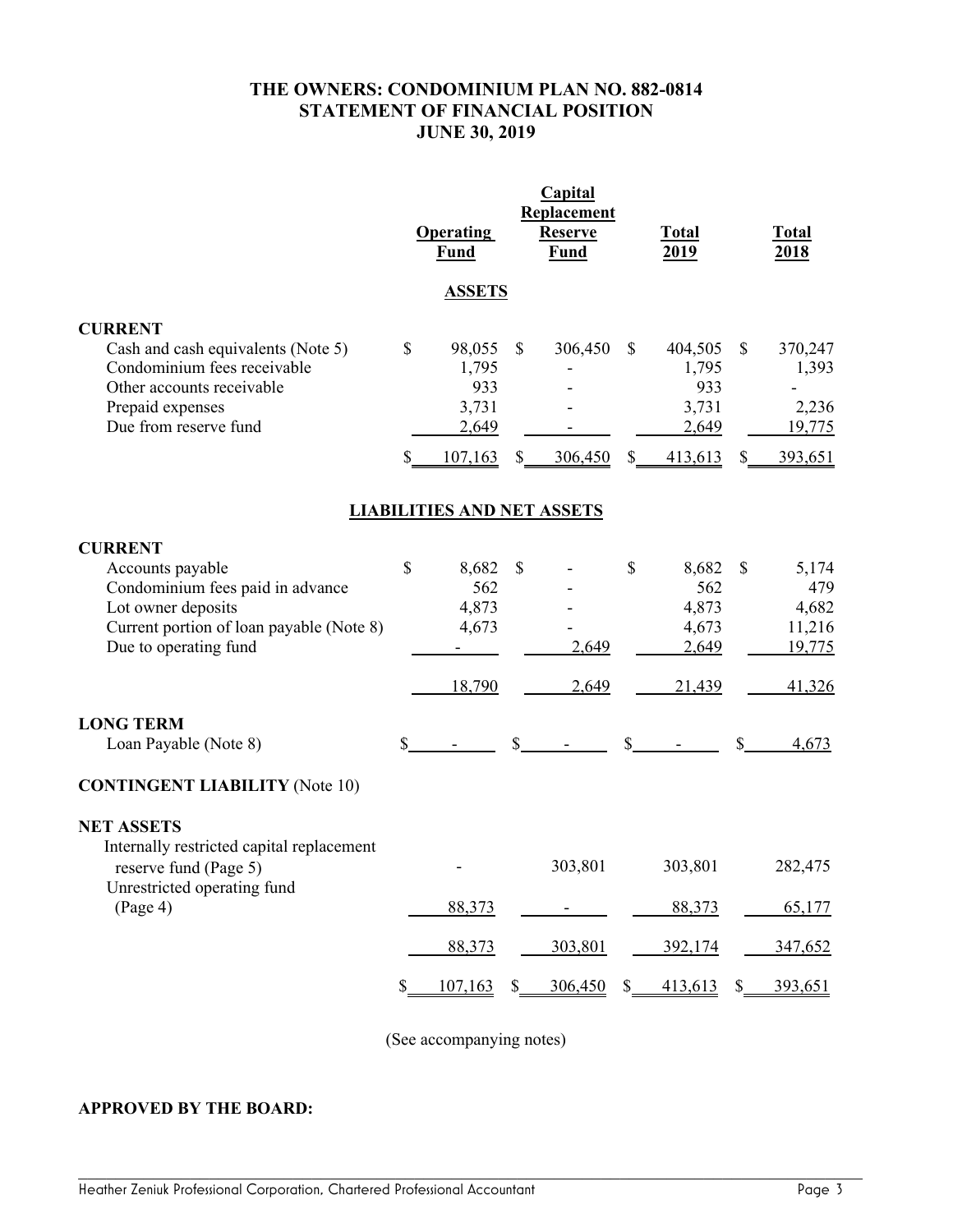# THE OWNERS: CONDOMINIUM PLAN NO. 882-0814
## STATEMENT OF FINANCIAL POSITION
## JUNE 30, 2019

| | Operating Fund | Capital Replacement Reserve Fund | Total 2019 | Total 2018 |
|---|---|---|---|---|
| **ASSETS** | | | | |
| **CURRENT** | | | | |
| Cash and cash equivalents (Note 5) | $ 98,055 | $ 306,450 | $ 404,505 | $ 370,247 |
| Condominium fees receivable | 1,795 | - | 1,795 | 1,393 |
| Other accounts receivable | 933 | - | 933 | - |
| Prepaid expenses | 3,731 | - | 3,731 | 2,236 |
| Due from reserve fund | 2,649 | - | 2,649 | 19,775 |
| | $ 107,163 | $ 306,450 | $ 413,613 | $ 393,651 |
| **LIABILITIES AND NET ASSETS** | | | | |
| **CURRENT** | | | | |
| Accounts payable | $ 8,682 | $ - | $ 8,682 | $ 5,174 |
| Condominium fees paid in advance | 562 | - | 562 | 479 |
| Lot owner deposits | 4,873 | - | 4,873 | 4,682 |
| Current portion of loan payable (Note 8) | 4,673 | - | 4,673 | 11,216 |
| Due to operating fund | - | 2,649 | 2,649 | 19,775 |
| | 18,790 | 2,649 | 21,439 | 41,326 |
| **LONG TERM** | | | | |
| Loan Payable (Note 8) | $ - | $ - | $ - | $ 4,673 |
| **CONTINGENT LIABILITY** (Note 10) | | | | |
| **NET ASSETS** | | | | |
| Internally restricted capital replacement reserve fund (Page 5) | - | 303,801 | 303,801 | 282,475 |
| Unrestricted operating fund (Page 4) | 88,373 | - | 88,373 | 65,177 |
| | 88,373 | 303,801 | 392,174 | 347,652 |
| | $ 107,163 | $ 306,450 | $ 413,613 | $ 393,651 |

(See accompanying notes)

**APPROVED BY THE BOARD:**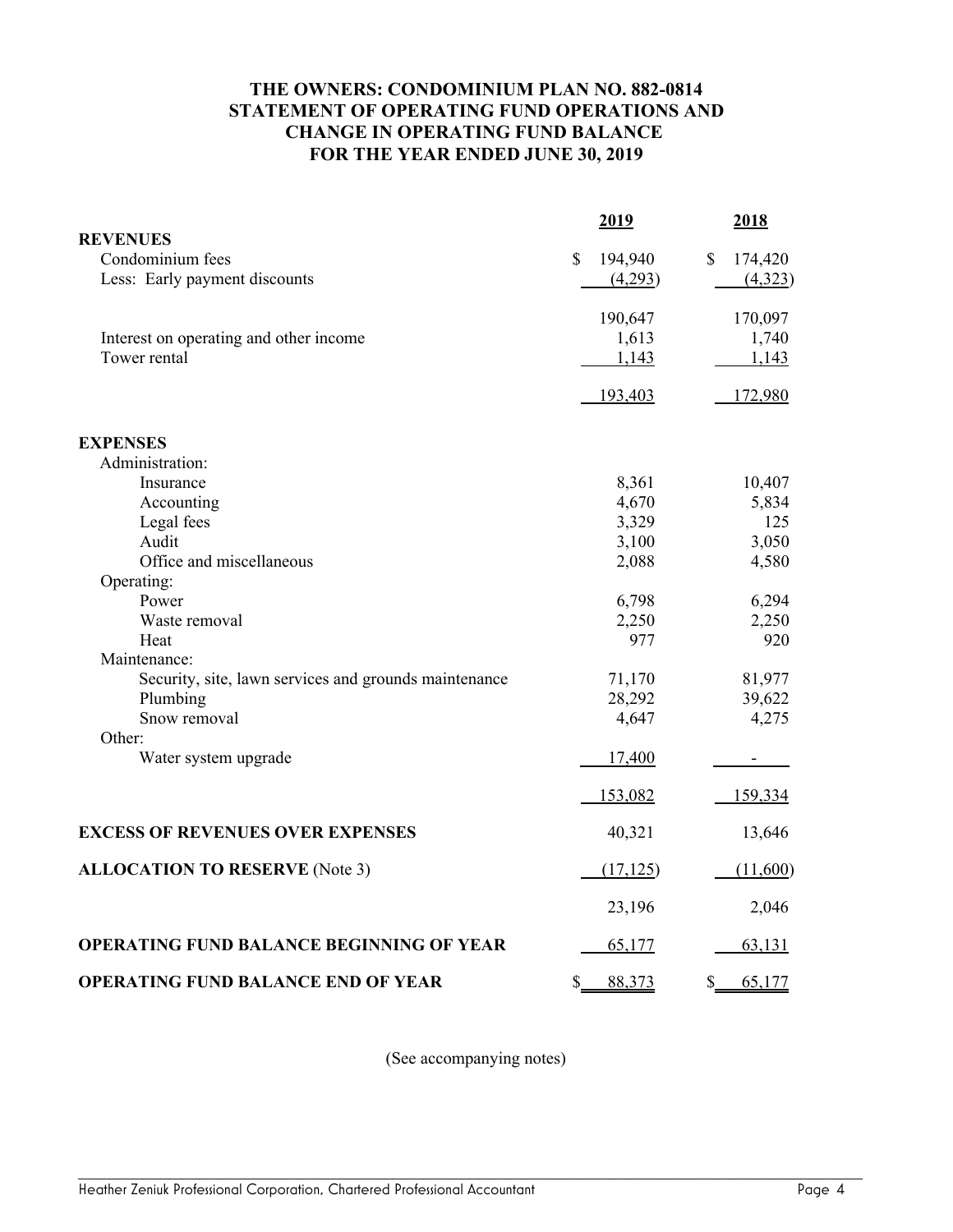# THE OWNERS: CONDOMINIUM PLAN NO. 882-0814
# STATEMENT OF OPERATING FUND OPERATIONS AND CHANGE IN OPERATING FUND BALANCE
# FOR THE YEAR ENDED JUNE 30, 2019

| | 2019 | 2018 |
|---|---|---|
| **REVENUES** | | |
| Condominium fees | $ 194,940 | $ 174,420 |
| Less: Early payment discounts | (4,293) | (4,323) |
| | 190,647 | 170,097 |
| Interest on operating and other income | 1,613 | 1,740 |
| Tower rental | 1,143 | 1,143 |
| | 193,403 | 172,980 |
| **EXPENSES** | | |
| Administration: | | |
| Insurance | 8,361 | 10,407 |
| Accounting | 4,670 | 5,834 |
| Legal fees | 3,329 | 125 |
| Audit | 3,100 | 3,050 |
| Office and miscellaneous | 2,088 | 4,580 |
| Operating: | | |
| Power | 6,798 | 6,294 |
| Waste removal | 2,250 | 2,250 |
| Heat | 977 | 920 |
| Maintenance: | | |
| Security, site, lawn services and grounds maintenance | 71,170 | 81,977 |
| Plumbing | 28,292 | 39,622 |
| Snow removal | 4,647 | 4,275 |
| Other: | | |
| Water system upgrade | 17,400 | - |
| | 153,082 | 159,334 |
| **EXCESS OF REVENUES OVER EXPENSES** | 40,321 | 13,646 |
| **ALLOCATION TO RESERVE** (Note 3) | (17,125) | (11,600) |
| | 23,196 | 2,046 |
| **OPERATING FUND BALANCE BEGINNING OF YEAR** | 65,177 | 63,131 |
| **OPERATING FUND BALANCE END OF YEAR** | $ 88,373 | $ 65,177 |

(See accompanying notes)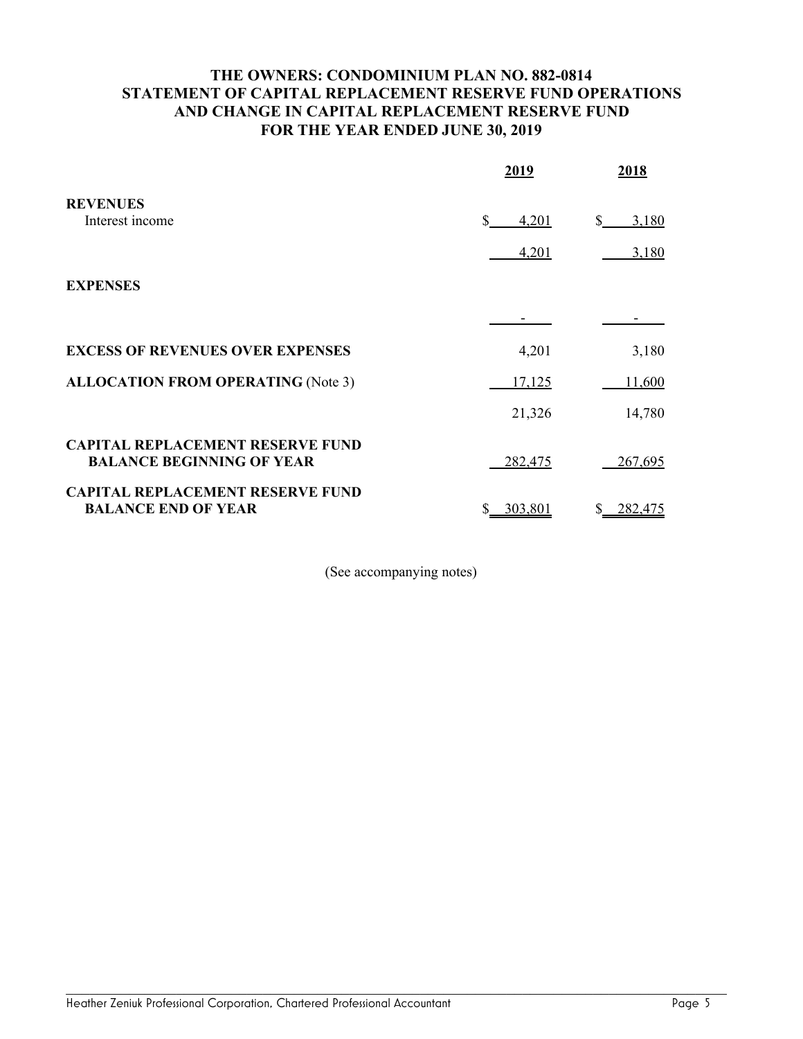# THE OWNERS: CONDOMINIUM PLAN NO. 882-0814
## STATEMENT OF CAPITAL REPLACEMENT RESERVE FUND OPERATIONS AND CHANGE IN CAPITAL REPLACEMENT RESERVE FUND
## FOR THE YEAR ENDED JUNE 30, 2019

| | 2019 | 2018 |
|---|---|---|
| **REVENUES** | | |
| Interest income | $ 4,201 | $ 3,180 |
| | 4,201 | 3,180 |
| **EXPENSES** | | |
| | - | - |
| **EXCESS OF REVENUES OVER EXPENSES** | 4,201 | 3,180 |
| **ALLOCATION FROM OPERATING** (Note 3) | 17,125 | 11,600 |
| | 21,326 | 14,780 |
| **CAPITAL REPLACEMENT RESERVE FUND BALANCE BEGINNING OF YEAR** | 282,475 | 267,695 |
| **CAPITAL REPLACEMENT RESERVE FUND BALANCE END OF YEAR** | $ 303,801 | $ 282,475 |

(See accompanying notes)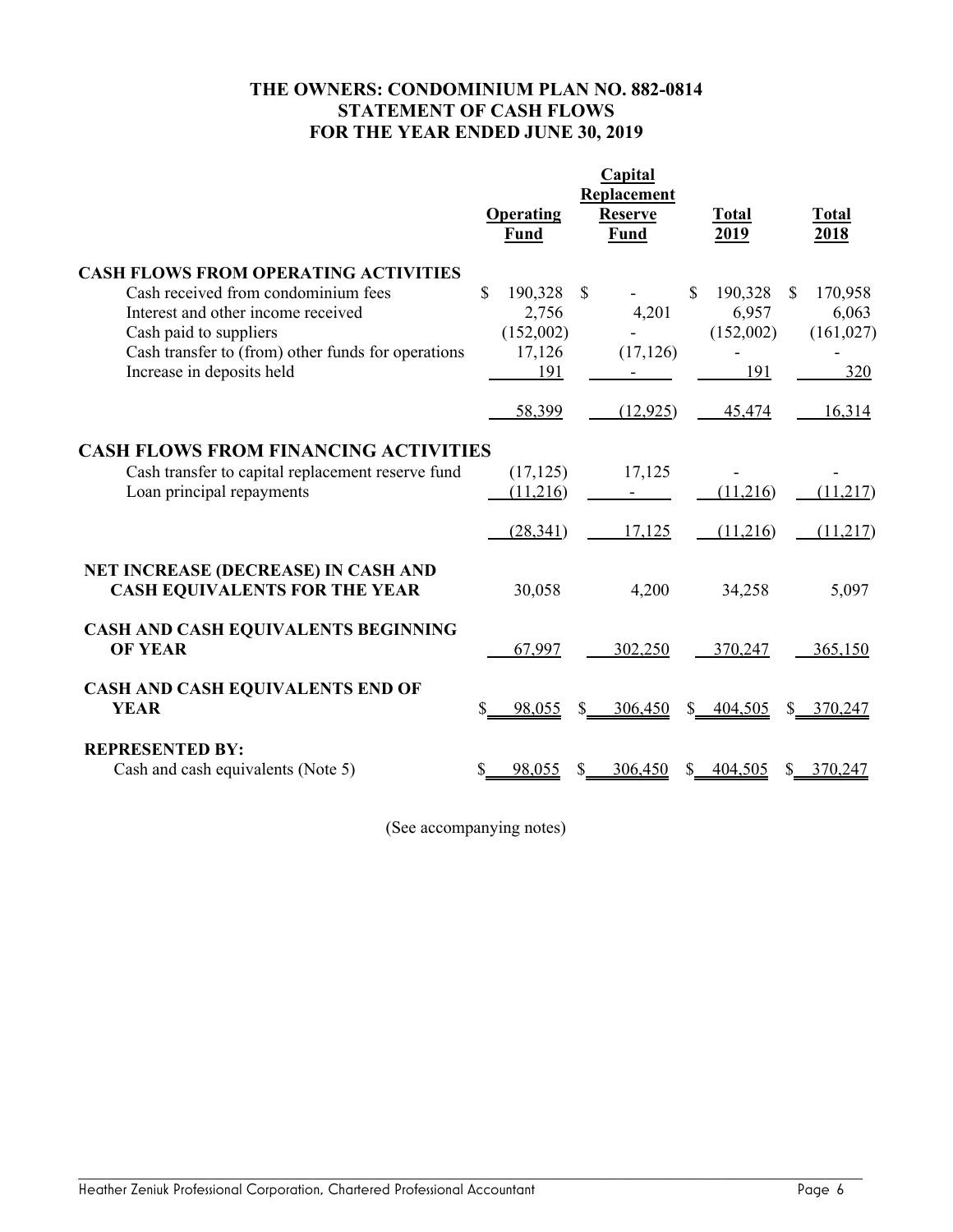# THE OWNERS: CONDOMINIUM PLAN NO. 882-0814
## STATEMENT OF CASH FLOWS
## FOR THE YEAR ENDED JUNE 30, 2019

| | Operating Fund | Capital Replacement Reserve Fund | Total 2019 | Total 2018 |
|---|---|---|---|---|
| **CASH FLOWS FROM OPERATING ACTIVITIES** | | | | |
| Cash received from condominium fees | $ 190,328 | $ - | $ 190,328 | $ 170,958 |
| Interest and other income received | 2,756 | 4,201 | 6,957 | 6,063 |
| Cash paid to suppliers | (152,002) | - | (152,002) | (161,027) |
| Cash transfer to (from) other funds for operations | 17,126 | (17,126) | - | - |
| Increase in deposits held | 191 | - | 191 | 320 |
| | 58,399 | (12,925) | 45,474 | 16,314 |
| **CASH FLOWS FROM FINANCING ACTIVITIES** | | | | |
| Cash transfer to capital replacement reserve fund | (17,125) | 17,125 | - | - |
| Loan principal repayments | (11,216) | - | (11,216) | (11,217) |
| | (28,341) | 17,125 | (11,216) | (11,217) |
| **NET INCREASE (DECREASE) IN CASH AND CASH EQUIVALENTS FOR THE YEAR** | 30,058 | 4,200 | 34,258 | 5,097 |
| **CASH AND CASH EQUIVALENTS BEGINNING OF YEAR** | 67,997 | 302,250 | 370,247 | 365,150 |
| **CASH AND CASH EQUIVALENTS END OF YEAR** | $ 98,055 | $ 306,450 | $ 404,505 | $ 370,247 |
| **REPRESENTED BY:** | | | | |
| Cash and cash equivalents (Note 5) | $ 98,055 | $ 306,450 | $ 404,505 | $ 370,247 |

(See accompanying notes)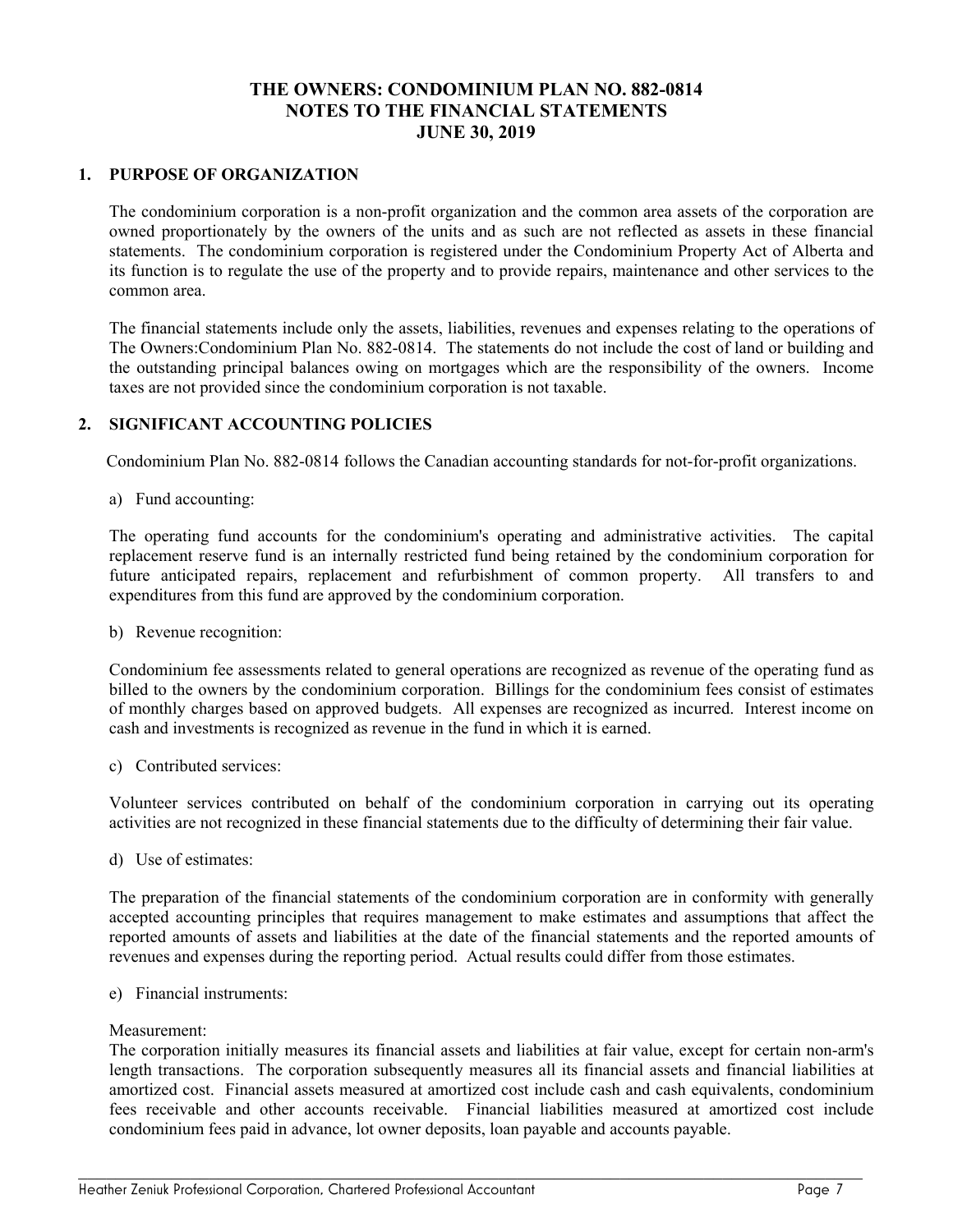# THE OWNERS: CONDOMINIUM PLAN NO. 882-0814
## NOTES TO THE FINANCIAL STATEMENTS
## JUNE 30, 2019

### 1. PURPOSE OF ORGANIZATION

The condominium corporation is a non-profit organization and the common area assets of the corporation are owned proportionately by the owners of the units and as such are not reflected as assets in these financial statements. The condominium corporation is registered under the Condominium Property Act of Alberta and its function is to regulate the use of the property and to provide repairs, maintenance and other services to the common area.

The financial statements include only the assets, liabilities, revenues and expenses relating to the operations of The Owners:Condominium Plan No. 882-0814. The statements do not include the cost of land or building and the outstanding principal balances owing on mortgages which are the responsibility of the owners. Income taxes are not provided since the condominium corporation is not taxable.

### 2. SIGNIFICANT ACCOUNTING POLICIES

Condominium Plan No. 882-0814 follows the Canadian accounting standards for not-for-profit organizations.

a) Fund accounting:

The operating fund accounts for the condominium's operating and administrative activities. The capital replacement reserve fund is an internally restricted fund being retained by the condominium corporation for future anticipated repairs, replacement and refurbishment of common property. All transfers to and expenditures from this fund are approved by the condominium corporation.

b) Revenue recognition:

Condominium fee assessments related to general operations are recognized as revenue of the operating fund as billed to the owners by the condominium corporation. Billings for the condominium fees consist of estimates of monthly charges based on approved budgets. All expenses are recognized as incurred. Interest income on cash and investments is recognized as revenue in the fund in which it is earned.

c) Contributed services:

Volunteer services contributed on behalf of the condominium corporation in carrying out its operating activities are not recognized in these financial statements due to the difficulty of determining their fair value.

d) Use of estimates:

The preparation of the financial statements of the condominium corporation are in conformity with generally accepted accounting principles that requires management to make estimates and assumptions that affect the reported amounts of assets and liabilities at the date of the financial statements and the reported amounts of revenues and expenses during the reporting period. Actual results could differ from those estimates.

e) Financial instruments:

Measurement:
The corporation initially measures its financial assets and liabilities at fair value, except for certain non-arm's length transactions. The corporation subsequently measures all its financial assets and financial liabilities at amortized cost. Financial assets measured at amortized cost include cash and cash equivalents, condominium fees receivable and other accounts receivable. Financial liabilities measured at amortized cost include condominium fees paid in advance, lot owner deposits, loan payable and accounts payable.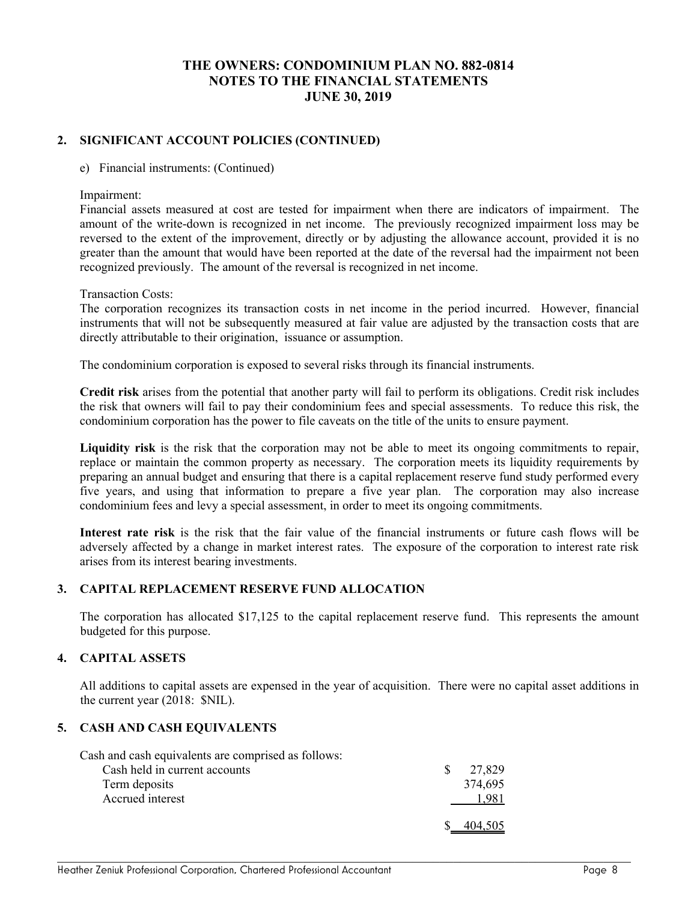# THE OWNERS: CONDOMINIUM PLAN NO. 882-0814
# NOTES TO THE FINANCIAL STATEMENTS
# JUNE 30, 2019

## 2. SIGNIFICANT ACCOUNT POLICIES (CONTINUED)

e) Financial instruments: (Continued)

Impairment:
Financial assets measured at cost are tested for impairment when there are indicators of impairment. The amount of the write-down is recognized in net income. The previously recognized impairment loss may be reversed to the extent of the improvement, directly or by adjusting the allowance account, provided it is no greater than the amount that would have been reported at the date of the reversal had the impairment not been recognized previously. The amount of the reversal is recognized in net income.

Transaction Costs:
The corporation recognizes its transaction costs in net income in the period incurred. However, financial instruments that will not be subsequently measured at fair value are adjusted by the transaction costs that are directly attributable to their origination, issuance or assumption.

The condominium corporation is exposed to several risks through its financial instruments.

**Credit risk** arises from the potential that another party will fail to perform its obligations. Credit risk includes the risk that owners will fail to pay their condominium fees and special assessments. To reduce this risk, the condominium corporation has the power to file caveats on the title of the units to ensure payment.

**Liquidity risk** is the risk that the corporation may not be able to meet its ongoing commitments to repair, replace or maintain the common property as necessary. The corporation meets its liquidity requirements by preparing an annual budget and ensuring that there is a capital replacement reserve fund study performed every five years, and using that information to prepare a five year plan. The corporation may also increase condominium fees and levy a special assessment, in order to meet its ongoing commitments.

**Interest rate risk** is the risk that the fair value of the financial instruments or future cash flows will be adversely affected by a change in market interest rates. The exposure of the corporation to interest rate risk arises from its interest bearing investments.

## 3. CAPITAL REPLACEMENT RESERVE FUND ALLOCATION

The corporation has allocated $17,125 to the capital replacement reserve fund. This represents the amount budgeted for this purpose.

## 4. CAPITAL ASSETS

All additions to capital assets are expensed in the year of acquisition. There were no capital asset additions in the current year (2018: $NIL).

## 5. CASH AND CASH EQUIVALENTS

Cash and cash equivalents are comprised as follows:

| | |
|---|---|
| Cash held in current accounts | $ 27,829 |
| Term deposits | 374,695 |
| Accrued interest | 1,981 |
| | $ 404,505 |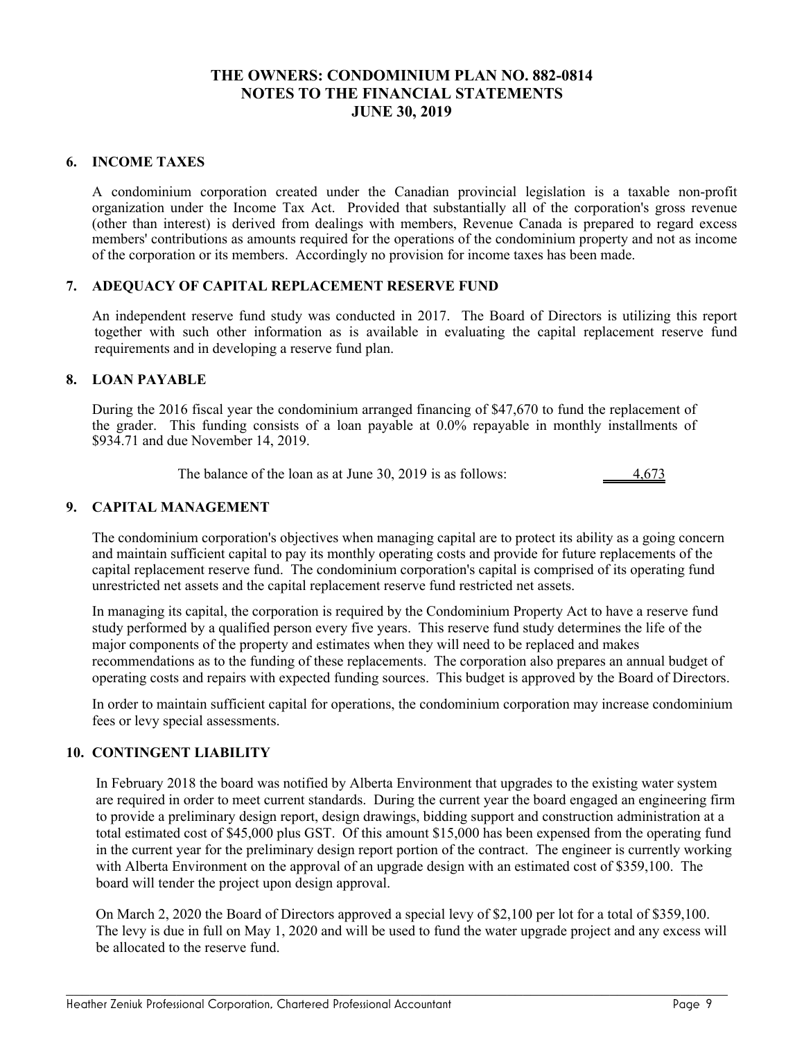# THE OWNERS: CONDOMINIUM PLAN NO. 882-0814
# NOTES TO THE FINANCIAL STATEMENTS
# JUNE 30, 2019

## 6. INCOME TAXES

A condominium corporation created under the Canadian provincial legislation is a taxable non-profit organization under the Income Tax Act. Provided that substantially all of the corporation's gross revenue (other than interest) is derived from dealings with members, Revenue Canada is prepared to regard excess members' contributions as amounts required for the operations of the condominium property and not as income of the corporation or its members. Accordingly no provision for income taxes has been made.

## 7. ADEQUACY OF CAPITAL REPLACEMENT RESERVE FUND

An independent reserve fund study was conducted in 2017. The Board of Directors is utilizing this report together with such other information as is available in evaluating the capital replacement reserve fund requirements and in developing a reserve fund plan.

## 8. LOAN PAYABLE

During the 2016 fiscal year the condominium arranged financing of $47,670 to fund the replacement of the grader. This funding consists of a loan payable at 0.0% repayable in monthly installments of $934.71 and due November 14, 2019.

| | |
|---|---|
| The balance of the loan as at June 30, 2019 is as follows: | 4,673 |

## 9. CAPITAL MANAGEMENT

The condominium corporation's objectives when managing capital are to protect its ability as a going concern and maintain sufficient capital to pay its monthly operating costs and provide for future replacements of the capital replacement reserve fund. The condominium corporation's capital is comprised of its operating fund unrestricted net assets and the capital replacement reserve fund restricted net assets.

In managing its capital, the corporation is required by the Condominium Property Act to have a reserve fund study performed by a qualified person every five years. This reserve fund study determines the life of the major components of the property and estimates when they will need to be replaced and makes recommendations as to the funding of these replacements. The corporation also prepares an annual budget of operating costs and repairs with expected funding sources. This budget is approved by the Board of Directors.

In order to maintain sufficient capital for operations, the condominium corporation may increase condominium fees or levy special assessments.

## 10. CONTINGENT LIABILITY

In February 2018 the board was notified by Alberta Environment that upgrades to the existing water system are required in order to meet current standards. During the current year the board engaged an engineering firm to provide a preliminary design report, design drawings, bidding support and construction administration at a total estimated cost of $45,000 plus GST. Of this amount $15,000 has been expensed from the operating fund in the current year for the preliminary design report portion of the contract. The engineer is currently working with Alberta Environment on the approval of an upgrade design with an estimated cost of $359,100. The board will tender the project upon design approval.

On March 2, 2020 the Board of Directors approved a special levy of $2,100 per lot for a total of $359,100. The levy is due in full on May 1, 2020 and will be used to fund the water upgrade project and any excess will be allocated to the reserve fund.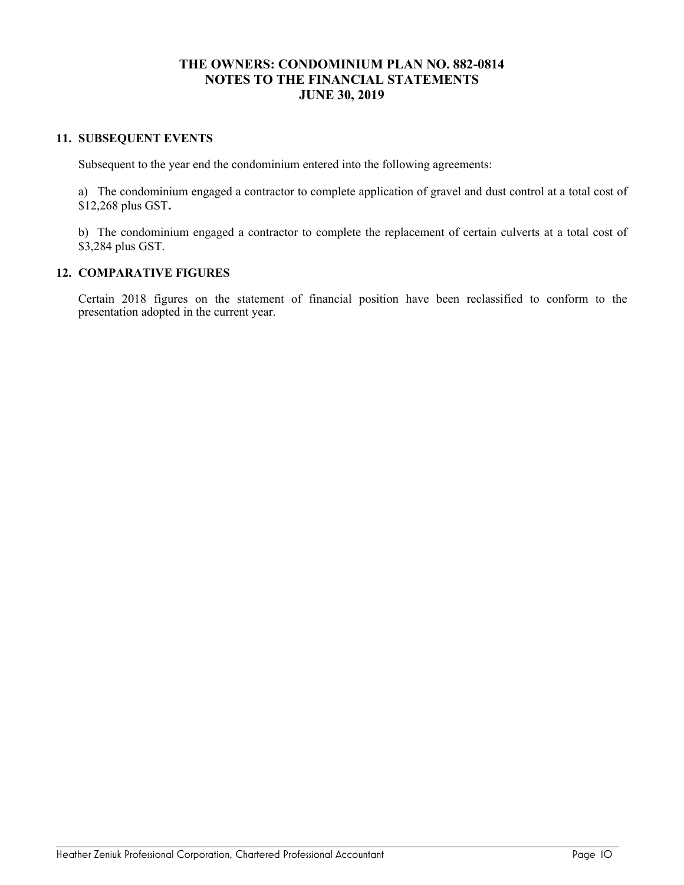# THE OWNERS: CONDOMINIUM PLAN NO. 882-0814
# NOTES TO THE FINANCIAL STATEMENTS
# JUNE 30, 2019

## 11. SUBSEQUENT EVENTS

Subsequent to the year end the condominium entered into the following agreements:

a) The condominium engaged a contractor to complete application of gravel and dust control at a total cost of $12,268 plus GST.

b) The condominium engaged a contractor to complete the replacement of certain culverts at a total cost of $3,284 plus GST.

## 12. COMPARATIVE FIGURES

Certain 2018 figures on the statement of financial position have been reclassified to conform to the presentation adopted in the current year.